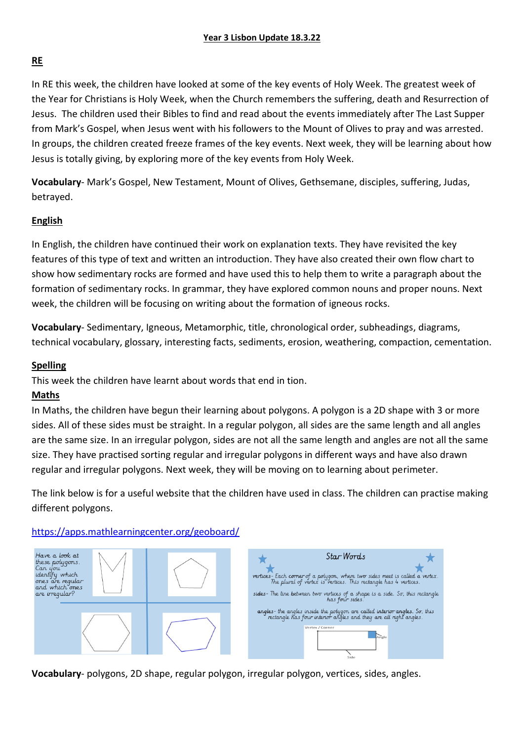**Year 3 Lisbon Update 18.3.22**

## RE

In RE this week, the children have looked at some of the key events of Holy Week. The greatest week of the Year for Christians is Holy Week, when the Church remembers the suffering, death and Resurrection of Jesus. The children used their Bibles to find and read about the events immediately after The Last Supper from Mark's Gospel, when Jesus went with his followers to the Mount of Olives to pray and was arrested. In groups, the children created freeze frames of the key events. Next week, they will be learning about how Jesus is totally giving, by exploring more of the key events from Holy Week.

**Vocabulary**- Mark's Gospel, New Testament, Mount of Olives, Gethsemane, disciples, suffering, Judas, betrayed.

## English

In English, the children have continued their work on explanation texts. They have revisited the key features of this type of text and written an introduction. They have also created their own flow chart to show how sedimentary rocks are formed and have used this to help them to write a paragraph about the formation of sedimentary rocks. In grammar, they have explored common nouns and proper nouns. Next week, the children will be focusing on writing about the formation of igneous rocks.

**Vocabulary**- Sedimentary, Igneous, Metamorphic, title, chronological order, subheadings, diagrams, technical vocabulary, glossary, interesting facts, sediments, erosion, weathering, compaction, cementation.

## Spelling

This week the children have learnt about words that end in tion.

## Maths

In Maths, the children have begun their learning about polygons. A polygon is a 2D shape with 3 or more sides. All of these sides must be straight. In a regular polygon, all sides are the same length and all angles are the same size. In an irregular polygon, sides are not all the same length and angles are not all the same size. They have practised sorting regular and irregular polygons in different ways and have also drawn regular and irregular polygons. Next week, they will be moving on to learning about perimeter.

The link below is for a useful website that the children have used in class. The children can practise making different polygons.

https://apps.mathlearningcenter.org/geoboard/

Have a look at these polygons. Can you identify which ones are regular and which ones are irregular?

**Star Words**

vertices- Each corner of a polygon, where two sides meet is called a vertex. The plural of vertex is vertices. This rectangle has 4 vertices.

sides- The line between two vertices of a shape is a side. So, this rectangle has four sides.

angles- the angles inside the polygon are called interior angles. So, this rectangle has four interior angles and they are all right angles.

Vertex / Corner — Angle — Side

**Vocabulary**- polygons, 2D shape, regular polygon, irregular polygon, vertices, sides, angles.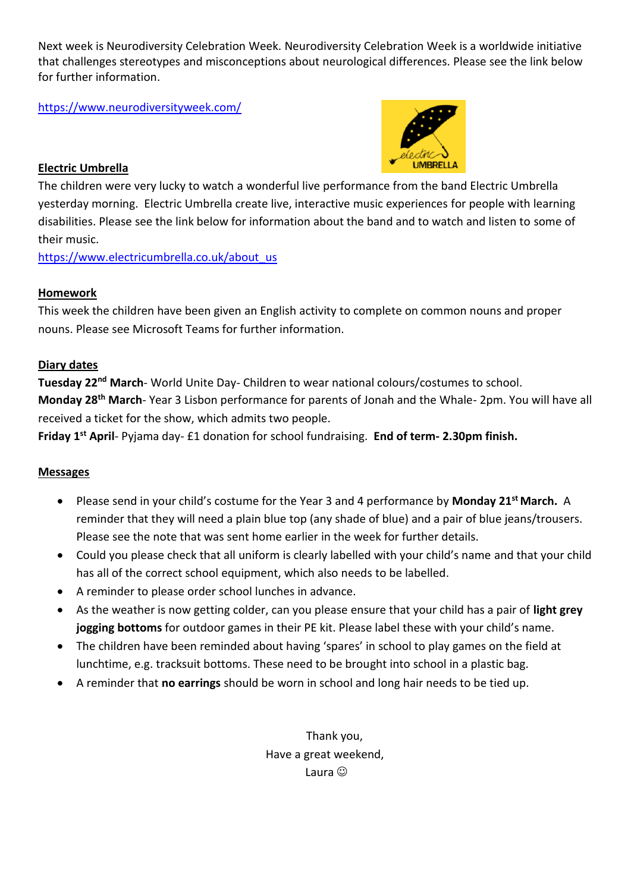Next week is Neurodiversity Celebration Week. Neurodiversity Celebration Week is a worldwide initiative that challenges stereotypes and misconceptions about neurological differences. Please see the link below for further information.

https://www.neurodiversityweek.com/

**Electric Umbrella**

The children were very lucky to watch a wonderful live performance from the band Electric Umbrella yesterday morning. Electric Umbrella create live, interactive music experiences for people with learning disabilities. Please see the link below for information about the band and to watch and listen to some of their music.

https://www.electricumbrella.co.uk/about_us

**Homework**

This week the children have been given an English activity to complete on common nouns and proper nouns. Please see Microsoft Teams for further information.

**Diary dates**

**Tuesday 22nd March**- World Unite Day- Children to wear national colours/costumes to school.

**Monday 28th March**- Year 3 Lisbon performance for parents of Jonah and the Whale- 2pm. You will have all received a ticket for the show, which admits two people.

**Friday 1st April**- Pyjama day- £1 donation for school fundraising. **End of term- 2.30pm finish.**

**Messages**

- Please send in your child's costume for the Year 3 and 4 performance by **Monday 21st March.** A reminder that they will need a plain blue top (any shade of blue) and a pair of blue jeans/trousers. Please see the note that was sent home earlier in the week for further details.
- Could you please check that all uniform is clearly labelled with your child's name and that your child has all of the correct school equipment, which also needs to be labelled.
- A reminder to please order school lunches in advance.
- As the weather is now getting colder, can you please ensure that your child has a pair of **light grey jogging bottoms** for outdoor games in their PE kit. Please label these with your child's name.
- The children have been reminded about having 'spares' in school to play games on the field at lunchtime, e.g. tracksuit bottoms. These need to be brought into school in a plastic bag.
- A reminder that **no earrings** should be worn in school and long hair needs to be tied up.

Thank you,
Have a great weekend,
Laura ☺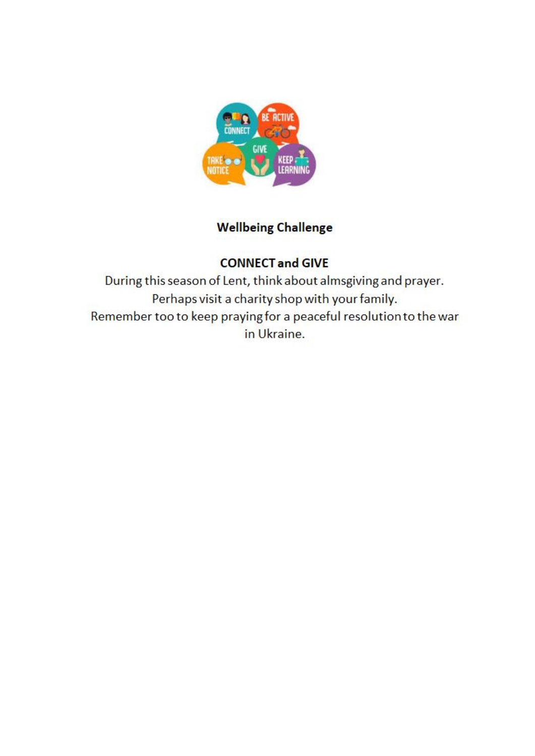**Wellbeing Challenge**

**CONNECT and GIVE**

During this season of Lent, think about almsgiving and prayer.
Perhaps visit a charity shop with your family.
Remember too to keep praying for a peaceful resolution to the war in Ukraine.